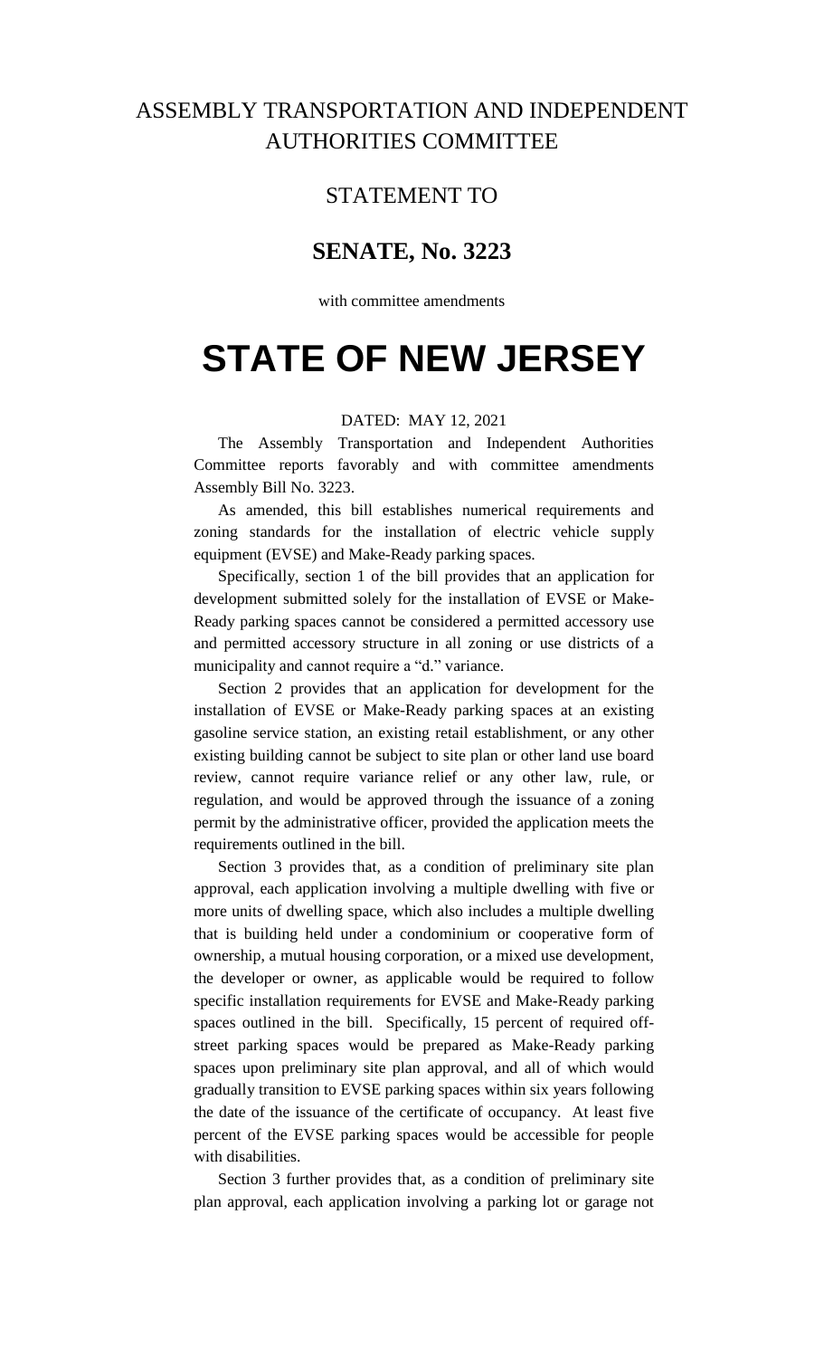# ASSEMBLY TRANSPORTATION AND INDEPENDENT AUTHORITIES COMMITTEE

## STATEMENT TO

## SENATE, No. 3223

with committee amendments

# STATE OF NEW JERSEY

DATED: MAY 12, 2021

The Assembly Transportation and Independent Authorities Committee reports favorably and with committee amendments Assembly Bill No. 3223.

As amended, this bill establishes numerical requirements and zoning standards for the installation of electric vehicle supply equipment (EVSE) and Make-Ready parking spaces.

Specifically, section 1 of the bill provides that an application for development submitted solely for the installation of EVSE or Make-Ready parking spaces cannot be considered a permitted accessory use and permitted accessory structure in all zoning or use districts of a municipality and cannot require a "d." variance.

Section 2 provides that an application for development for the installation of EVSE or Make-Ready parking spaces at an existing gasoline service station, an existing retail establishment, or any other existing building cannot be subject to site plan or other land use board review, cannot require variance relief or any other law, rule, or regulation, and would be approved through the issuance of a zoning permit by the administrative officer, provided the application meets the requirements outlined in the bill.

Section 3 provides that, as a condition of preliminary site plan approval, each application involving a multiple dwelling with five or more units of dwelling space, which also includes a multiple dwelling that is building held under a condominium or cooperative form of ownership, a mutual housing corporation, or a mixed use development, the developer or owner, as applicable would be required to follow specific installation requirements for EVSE and Make-Ready parking spaces outlined in the bill. Specifically, 15 percent of required off-street parking spaces would be prepared as Make-Ready parking spaces upon preliminary site plan approval, and all of which would gradually transition to EVSE parking spaces within six years following the date of the issuance of the certificate of occupancy. At least five percent of the EVSE parking spaces would be accessible for people with disabilities.

Section 3 further provides that, as a condition of preliminary site plan approval, each application involving a parking lot or garage not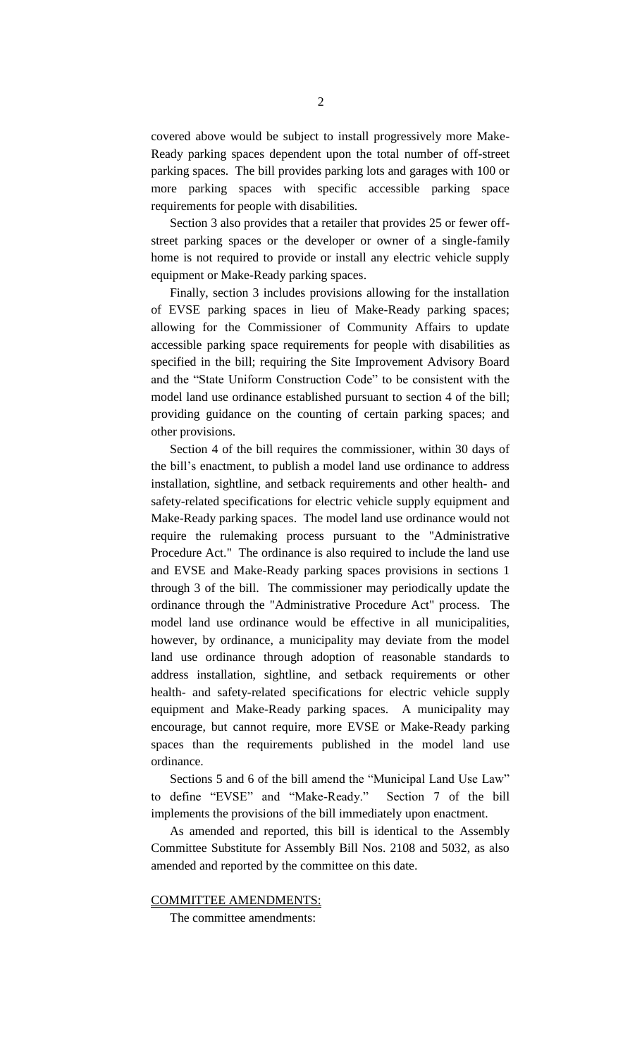covered above would be subject to install progressively more Make-Ready parking spaces dependent upon the total number of off-street parking spaces. The bill provides parking lots and garages with 100 or more parking spaces with specific accessible parking space requirements for people with disabilities.

Section 3 also provides that a retailer that provides 25 or fewer off-street parking spaces or the developer or owner of a single-family home is not required to provide or install any electric vehicle supply equipment or Make-Ready parking spaces.

Finally, section 3 includes provisions allowing for the installation of EVSE parking spaces in lieu of Make-Ready parking spaces; allowing for the Commissioner of Community Affairs to update accessible parking space requirements for people with disabilities as specified in the bill; requiring the Site Improvement Advisory Board and the "State Uniform Construction Code" to be consistent with the model land use ordinance established pursuant to section 4 of the bill; providing guidance on the counting of certain parking spaces; and other provisions.

Section 4 of the bill requires the commissioner, within 30 days of the bill's enactment, to publish a model land use ordinance to address installation, sightline, and setback requirements and other health- and safety-related specifications for electric vehicle supply equipment and Make-Ready parking spaces. The model land use ordinance would not require the rulemaking process pursuant to the "Administrative Procedure Act." The ordinance is also required to include the land use and EVSE and Make-Ready parking spaces provisions in sections 1 through 3 of the bill. The commissioner may periodically update the ordinance through the "Administrative Procedure Act" process. The model land use ordinance would be effective in all municipalities, however, by ordinance, a municipality may deviate from the model land use ordinance through adoption of reasonable standards to address installation, sightline, and setback requirements or other health- and safety-related specifications for electric vehicle supply equipment and Make-Ready parking spaces. A municipality may encourage, but cannot require, more EVSE or Make-Ready parking spaces than the requirements published in the model land use ordinance.

Sections 5 and 6 of the bill amend the "Municipal Land Use Law" to define "EVSE" and "Make-Ready." Section 7 of the bill implements the provisions of the bill immediately upon enactment.

As amended and reported, this bill is identical to the Assembly Committee Substitute for Assembly Bill Nos. 2108 and 5032, as also amended and reported by the committee on this date.

COMMITTEE AMENDMENTS:

The committee amendments: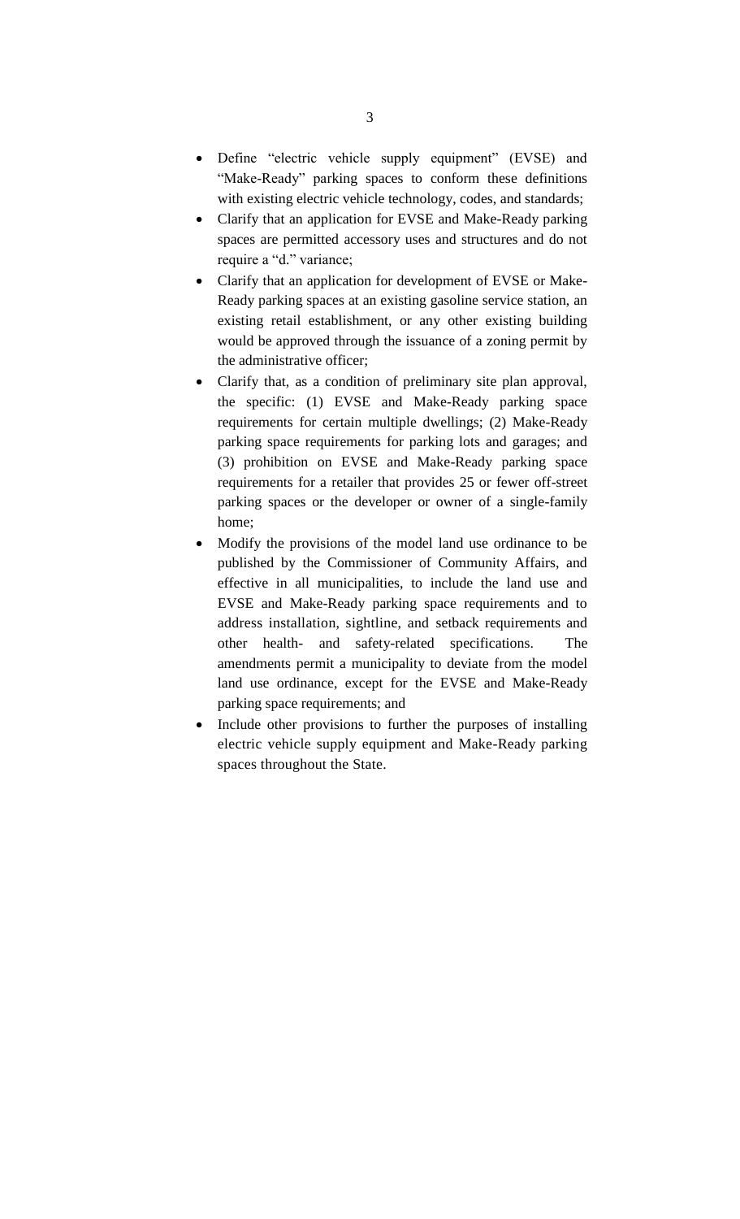- Define "electric vehicle supply equipment" (EVSE) and "Make-Ready" parking spaces to conform these definitions with existing electric vehicle technology, codes, and standards;
- Clarify that an application for EVSE and Make-Ready parking spaces are permitted accessory uses and structures and do not require a "d." variance;
- Clarify that an application for development of EVSE or Make-Ready parking spaces at an existing gasoline service station, an existing retail establishment, or any other existing building would be approved through the issuance of a zoning permit by the administrative officer;
- Clarify that, as a condition of preliminary site plan approval, the specific: (1) EVSE and Make-Ready parking space requirements for certain multiple dwellings; (2) Make-Ready parking space requirements for parking lots and garages; and (3) prohibition on EVSE and Make-Ready parking space requirements for a retailer that provides 25 or fewer off-street parking spaces or the developer or owner of a single-family home;
- Modify the provisions of the model land use ordinance to be published by the Commissioner of Community Affairs, and effective in all municipalities, to include the land use and EVSE and Make-Ready parking space requirements and to address installation, sightline, and setback requirements and other health- and safety-related specifications. The amendments permit a municipality to deviate from the model land use ordinance, except for the EVSE and Make-Ready parking space requirements; and
- Include other provisions to further the purposes of installing electric vehicle supply equipment and Make-Ready parking spaces throughout the State.